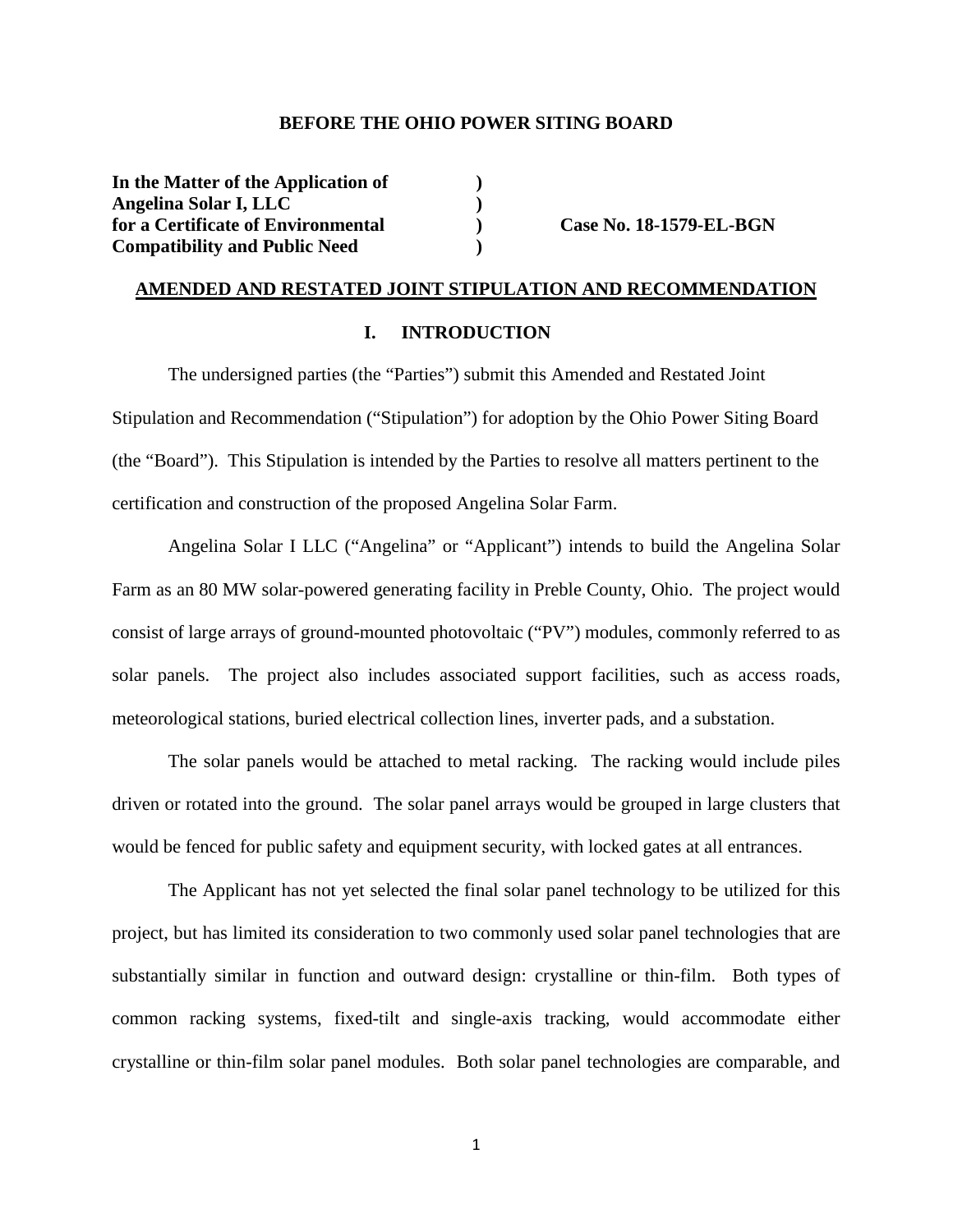**BEFORE THE OHIO POWER SITING BOARD**

| | | |
|---|---|---|
| **In the Matter of the Application of** | **)** | |
| **Angelina Solar I, LLC** | **)** | |
| **for a Certificate of Environmental** | **)** | **Case No. 18-1579-EL-BGN** |
| **Compatibility and Public Need** | **)** | |

**AMENDED AND RESTATED JOINT STIPULATION AND RECOMMENDATION**

## I. INTRODUCTION

The undersigned parties (the "Parties") submit this Amended and Restated Joint Stipulation and Recommendation ("Stipulation") for adoption by the Ohio Power Siting Board (the "Board"). This Stipulation is intended by the Parties to resolve all matters pertinent to the certification and construction of the proposed Angelina Solar Farm.

Angelina Solar I LLC ("Angelina" or "Applicant") intends to build the Angelina Solar Farm as an 80 MW solar-powered generating facility in Preble County, Ohio. The project would consist of large arrays of ground-mounted photovoltaic ("PV") modules, commonly referred to as solar panels. The project also includes associated support facilities, such as access roads, meteorological stations, buried electrical collection lines, inverter pads, and a substation.

The solar panels would be attached to metal racking. The racking would include piles driven or rotated into the ground. The solar panel arrays would be grouped in large clusters that would be fenced for public safety and equipment security, with locked gates at all entrances.

The Applicant has not yet selected the final solar panel technology to be utilized for this project, but has limited its consideration to two commonly used solar panel technologies that are substantially similar in function and outward design: crystalline or thin-film. Both types of common racking systems, fixed-tilt and single-axis tracking, would accommodate either crystalline or thin-film solar panel modules. Both solar panel technologies are comparable, and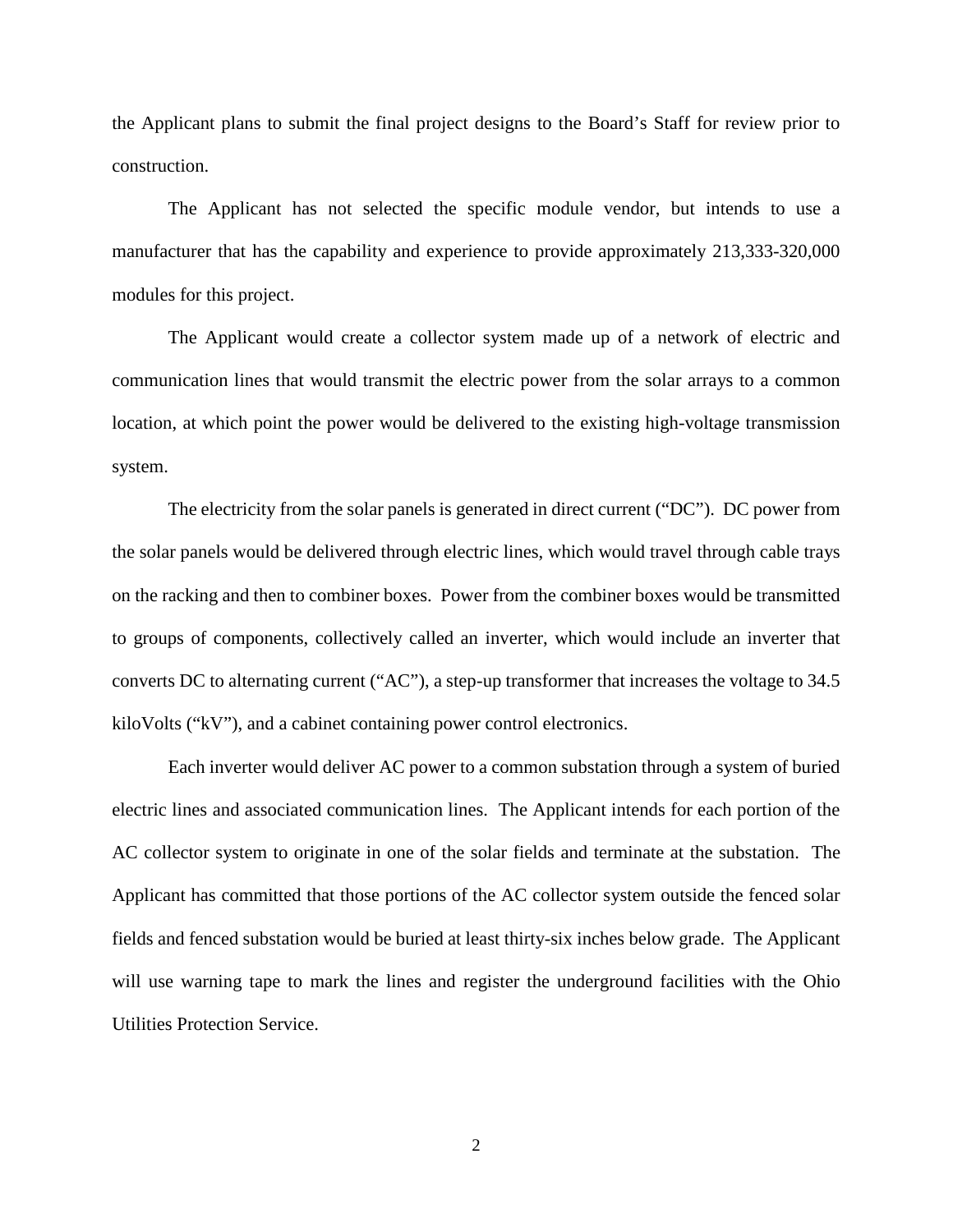the Applicant plans to submit the final project designs to the Board's Staff for review prior to construction.

The Applicant has not selected the specific module vendor, but intends to use a manufacturer that has the capability and experience to provide approximately 213,333-320,000 modules for this project.

The Applicant would create a collector system made up of a network of electric and communication lines that would transmit the electric power from the solar arrays to a common location, at which point the power would be delivered to the existing high-voltage transmission system.

The electricity from the solar panels is generated in direct current ("DC"). DC power from the solar panels would be delivered through electric lines, which would travel through cable trays on the racking and then to combiner boxes. Power from the combiner boxes would be transmitted to groups of components, collectively called an inverter, which would include an inverter that converts DC to alternating current ("AC"), a step-up transformer that increases the voltage to 34.5 kiloVolts ("kV"), and a cabinet containing power control electronics.

Each inverter would deliver AC power to a common substation through a system of buried electric lines and associated communication lines. The Applicant intends for each portion of the AC collector system to originate in one of the solar fields and terminate at the substation. The Applicant has committed that those portions of the AC collector system outside the fenced solar fields and fenced substation would be buried at least thirty-six inches below grade. The Applicant will use warning tape to mark the lines and register the underground facilities with the Ohio Utilities Protection Service.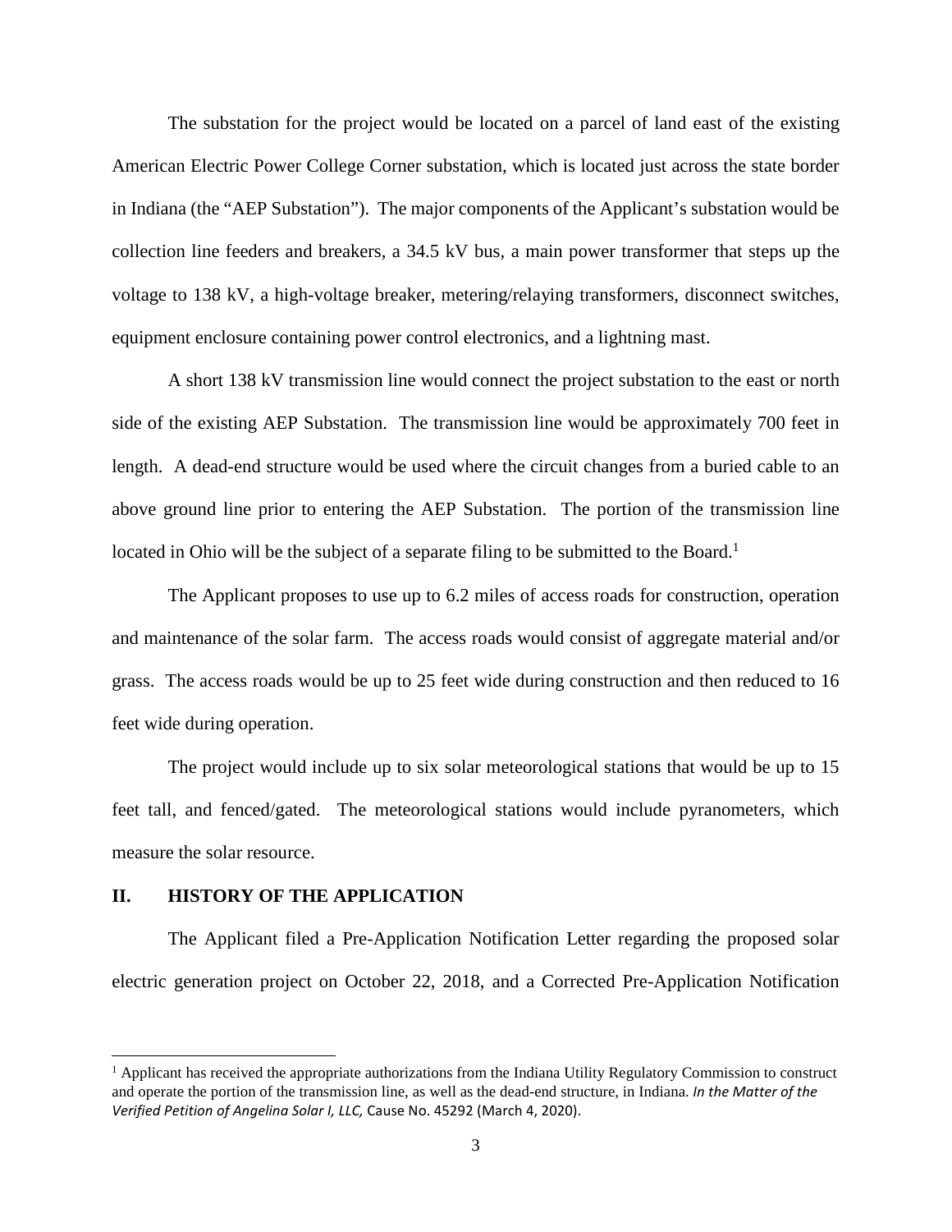The substation for the project would be located on a parcel of land east of the existing American Electric Power College Corner substation, which is located just across the state border in Indiana (the "AEP Substation"). The major components of the Applicant's substation would be collection line feeders and breakers, a 34.5 kV bus, a main power transformer that steps up the voltage to 138 kV, a high-voltage breaker, metering/relaying transformers, disconnect switches, equipment enclosure containing power control electronics, and a lightning mast.

A short 138 kV transmission line would connect the project substation to the east or north side of the existing AEP Substation. The transmission line would be approximately 700 feet in length. A dead-end structure would be used where the circuit changes from a buried cable to an above ground line prior to entering the AEP Substation. The portion of the transmission line located in Ohio will be the subject of a separate filing to be submitted to the Board.[1]

The Applicant proposes to use up to 6.2 miles of access roads for construction, operation and maintenance of the solar farm. The access roads would consist of aggregate material and/or grass. The access roads would be up to 25 feet wide during construction and then reduced to 16 feet wide during operation.

The project would include up to six solar meteorological stations that would be up to 15 feet tall, and fenced/gated. The meteorological stations would include pyranometers, which measure the solar resource.

## II. HISTORY OF THE APPLICATION

The Applicant filed a Pre-Application Notification Letter regarding the proposed solar electric generation project on October 22, 2018, and a Corrected Pre-Application Notification

---

[1] Applicant has received the appropriate authorizations from the Indiana Utility Regulatory Commission to construct and operate the portion of the transmission line, as well as the dead-end structure, in Indiana. *In the Matter of the Verified Petition of Angelina Solar I, LLC,* Cause No. 45292 (March 4, 2020).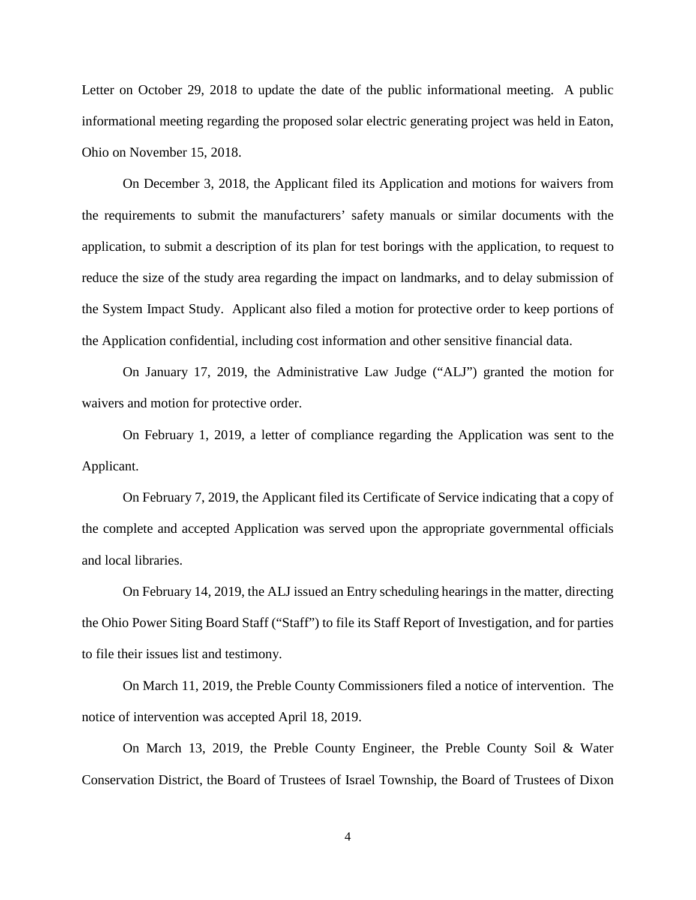Letter on October 29, 2018 to update the date of the public informational meeting. A public informational meeting regarding the proposed solar electric generating project was held in Eaton, Ohio on November 15, 2018.

On December 3, 2018, the Applicant filed its Application and motions for waivers from the requirements to submit the manufacturers' safety manuals or similar documents with the application, to submit a description of its plan for test borings with the application, to request to reduce the size of the study area regarding the impact on landmarks, and to delay submission of the System Impact Study. Applicant also filed a motion for protective order to keep portions of the Application confidential, including cost information and other sensitive financial data.

On January 17, 2019, the Administrative Law Judge ("ALJ") granted the motion for waivers and motion for protective order.

On February 1, 2019, a letter of compliance regarding the Application was sent to the Applicant.

On February 7, 2019, the Applicant filed its Certificate of Service indicating that a copy of the complete and accepted Application was served upon the appropriate governmental officials and local libraries.

On February 14, 2019, the ALJ issued an Entry scheduling hearings in the matter, directing the Ohio Power Siting Board Staff ("Staff") to file its Staff Report of Investigation, and for parties to file their issues list and testimony.

On March 11, 2019, the Preble County Commissioners filed a notice of intervention. The notice of intervention was accepted April 18, 2019.

On March 13, 2019, the Preble County Engineer, the Preble County Soil & Water Conservation District, the Board of Trustees of Israel Township, the Board of Trustees of Dixon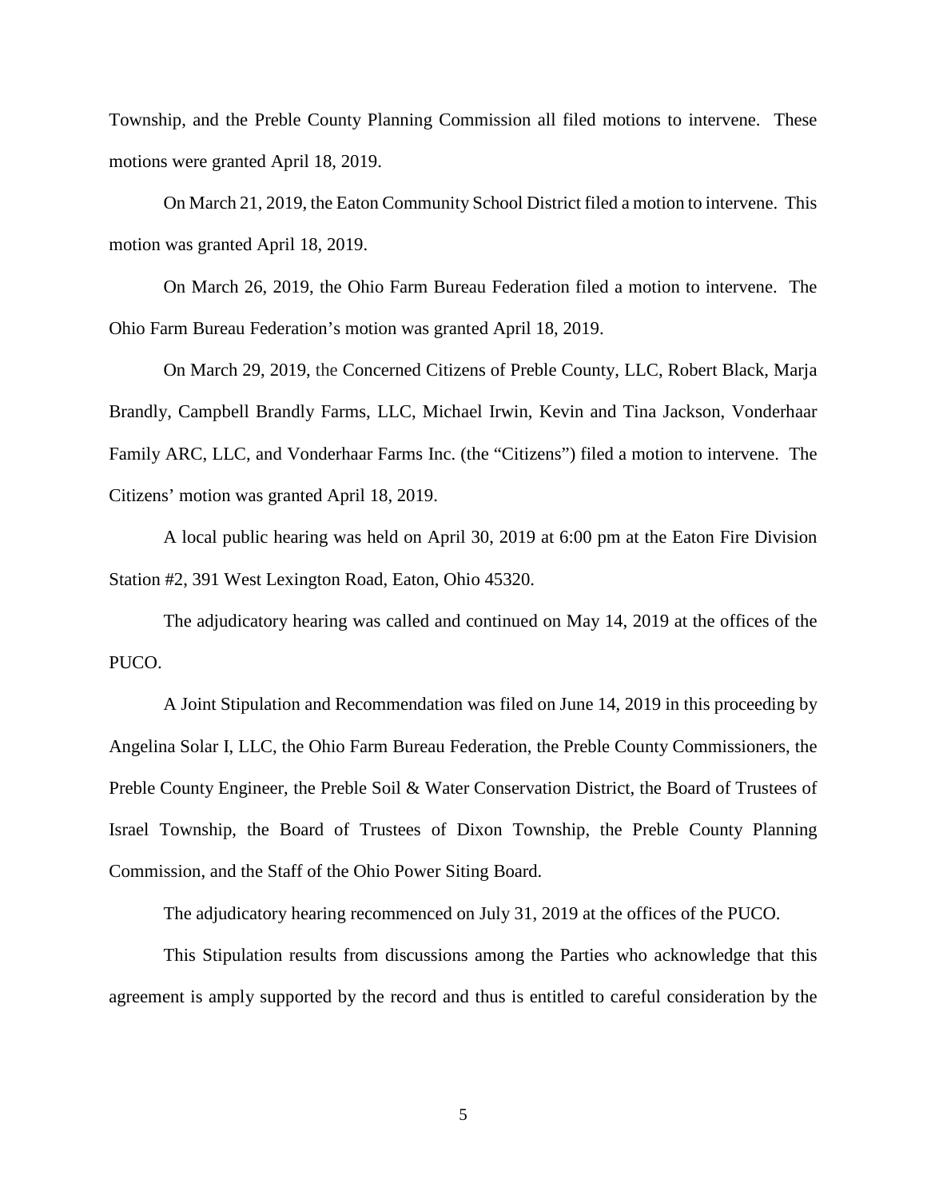Township, and the Preble County Planning Commission all filed motions to intervene. These motions were granted April 18, 2019.

On March 21, 2019, the Eaton Community School District filed a motion to intervene. This motion was granted April 18, 2019.

On March 26, 2019, the Ohio Farm Bureau Federation filed a motion to intervene. The Ohio Farm Bureau Federation's motion was granted April 18, 2019.

On March 29, 2019, the Concerned Citizens of Preble County, LLC, Robert Black, Marja Brandly, Campbell Brandly Farms, LLC, Michael Irwin, Kevin and Tina Jackson, Vonderhaar Family ARC, LLC, and Vonderhaar Farms Inc. (the "Citizens") filed a motion to intervene. The Citizens' motion was granted April 18, 2019.

A local public hearing was held on April 30, 2019 at 6:00 pm at the Eaton Fire Division Station #2, 391 West Lexington Road, Eaton, Ohio 45320.

The adjudicatory hearing was called and continued on May 14, 2019 at the offices of the PUCO.

A Joint Stipulation and Recommendation was filed on June 14, 2019 in this proceeding by Angelina Solar I, LLC, the Ohio Farm Bureau Federation, the Preble County Commissioners, the Preble County Engineer, the Preble Soil & Water Conservation District, the Board of Trustees of Israel Township, the Board of Trustees of Dixon Township, the Preble County Planning Commission, and the Staff of the Ohio Power Siting Board.

The adjudicatory hearing recommenced on July 31, 2019 at the offices of the PUCO.

This Stipulation results from discussions among the Parties who acknowledge that this agreement is amply supported by the record and thus is entitled to careful consideration by the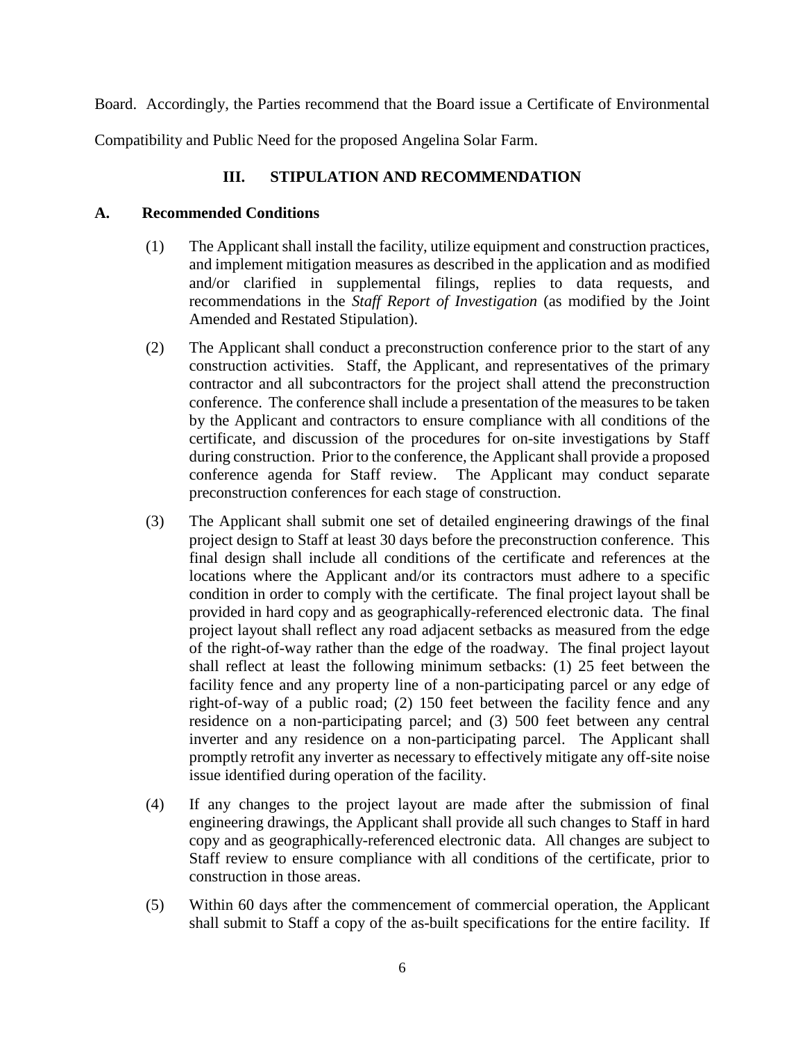Board. Accordingly, the Parties recommend that the Board issue a Certificate of Environmental Compatibility and Public Need for the proposed Angelina Solar Farm.

## III. STIPULATION AND RECOMMENDATION

### A. Recommended Conditions

(1) The Applicant shall install the facility, utilize equipment and construction practices, and implement mitigation measures as described in the application and as modified and/or clarified in supplemental filings, replies to data requests, and recommendations in the *Staff Report of Investigation* (as modified by the Joint Amended and Restated Stipulation).

(2) The Applicant shall conduct a preconstruction conference prior to the start of any construction activities. Staff, the Applicant, and representatives of the primary contractor and all subcontractors for the project shall attend the preconstruction conference. The conference shall include a presentation of the measures to be taken by the Applicant and contractors to ensure compliance with all conditions of the certificate, and discussion of the procedures for on-site investigations by Staff during construction. Prior to the conference, the Applicant shall provide a proposed conference agenda for Staff review. The Applicant may conduct separate preconstruction conferences for each stage of construction.

(3) The Applicant shall submit one set of detailed engineering drawings of the final project design to Staff at least 30 days before the preconstruction conference. This final design shall include all conditions of the certificate and references at the locations where the Applicant and/or its contractors must adhere to a specific condition in order to comply with the certificate. The final project layout shall be provided in hard copy and as geographically-referenced electronic data. The final project layout shall reflect any road adjacent setbacks as measured from the edge of the right-of-way rather than the edge of the roadway. The final project layout shall reflect at least the following minimum setbacks: (1) 25 feet between the facility fence and any property line of a non-participating parcel or any edge of right-of-way of a public road; (2) 150 feet between the facility fence and any residence on a non-participating parcel; and (3) 500 feet between any central inverter and any residence on a non-participating parcel. The Applicant shall promptly retrofit any inverter as necessary to effectively mitigate any off-site noise issue identified during operation of the facility.

(4) If any changes to the project layout are made after the submission of final engineering drawings, the Applicant shall provide all such changes to Staff in hard copy and as geographically-referenced electronic data. All changes are subject to Staff review to ensure compliance with all conditions of the certificate, prior to construction in those areas.

(5) Within 60 days after the commencement of commercial operation, the Applicant shall submit to Staff a copy of the as-built specifications for the entire facility. If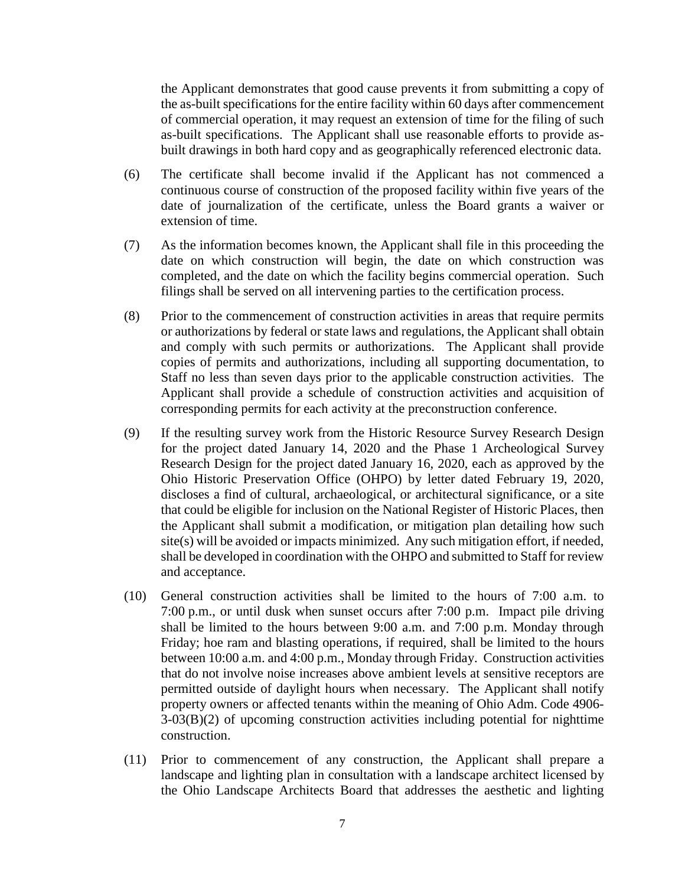the Applicant demonstrates that good cause prevents it from submitting a copy of the as-built specifications for the entire facility within 60 days after commencement of commercial operation, it may request an extension of time for the filing of such as-built specifications. The Applicant shall use reasonable efforts to provide as-built drawings in both hard copy and as geographically referenced electronic data.

(6) The certificate shall become invalid if the Applicant has not commenced a continuous course of construction of the proposed facility within five years of the date of journalization of the certificate, unless the Board grants a waiver or extension of time.

(7) As the information becomes known, the Applicant shall file in this proceeding the date on which construction will begin, the date on which construction was completed, and the date on which the facility begins commercial operation. Such filings shall be served on all intervening parties to the certification process.

(8) Prior to the commencement of construction activities in areas that require permits or authorizations by federal or state laws and regulations, the Applicant shall obtain and comply with such permits or authorizations. The Applicant shall provide copies of permits and authorizations, including all supporting documentation, to Staff no less than seven days prior to the applicable construction activities. The Applicant shall provide a schedule of construction activities and acquisition of corresponding permits for each activity at the preconstruction conference.

(9) If the resulting survey work from the Historic Resource Survey Research Design for the project dated January 14, 2020 and the Phase 1 Archeological Survey Research Design for the project dated January 16, 2020, each as approved by the Ohio Historic Preservation Office (OHPO) by letter dated February 19, 2020, discloses a find of cultural, archaeological, or architectural significance, or a site that could be eligible for inclusion on the National Register of Historic Places, then the Applicant shall submit a modification, or mitigation plan detailing how such site(s) will be avoided or impacts minimized. Any such mitigation effort, if needed, shall be developed in coordination with the OHPO and submitted to Staff for review and acceptance.

(10) General construction activities shall be limited to the hours of 7:00 a.m. to 7:00 p.m., or until dusk when sunset occurs after 7:00 p.m. Impact pile driving shall be limited to the hours between 9:00 a.m. and 7:00 p.m. Monday through Friday; hoe ram and blasting operations, if required, shall be limited to the hours between 10:00 a.m. and 4:00 p.m., Monday through Friday. Construction activities that do not involve noise increases above ambient levels at sensitive receptors are permitted outside of daylight hours when necessary. The Applicant shall notify property owners or affected tenants within the meaning of Ohio Adm. Code 4906-3-03(B)(2) of upcoming construction activities including potential for nighttime construction.

(11) Prior to commencement of any construction, the Applicant shall prepare a landscape and lighting plan in consultation with a landscape architect licensed by the Ohio Landscape Architects Board that addresses the aesthetic and lighting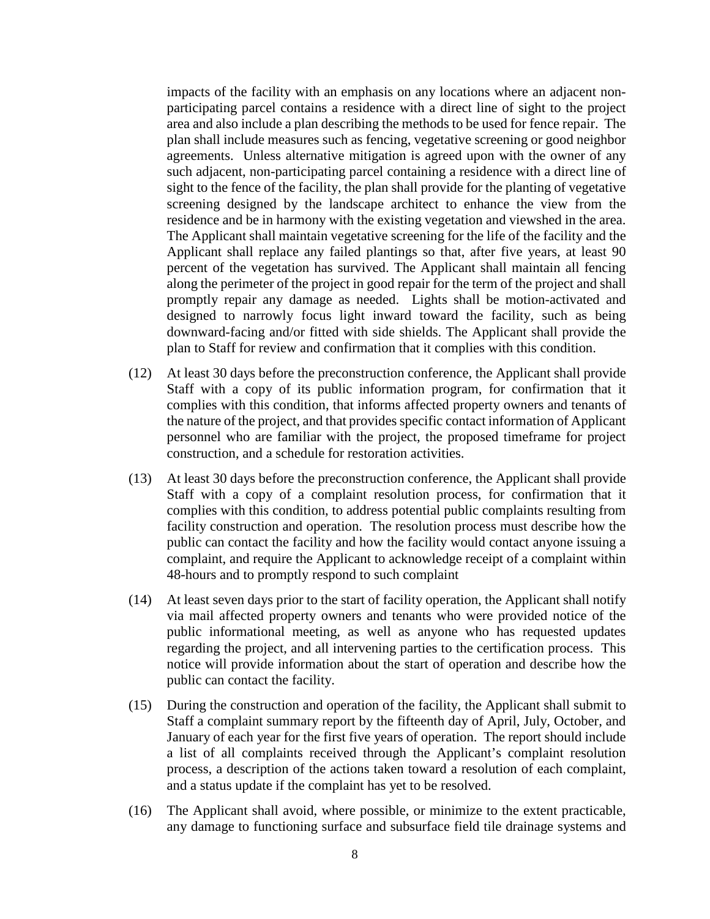impacts of the facility with an emphasis on any locations where an adjacent non-participating parcel contains a residence with a direct line of sight to the project area and also include a plan describing the methods to be used for fence repair. The plan shall include measures such as fencing, vegetative screening or good neighbor agreements. Unless alternative mitigation is agreed upon with the owner of any such adjacent, non-participating parcel containing a residence with a direct line of sight to the fence of the facility, the plan shall provide for the planting of vegetative screening designed by the landscape architect to enhance the view from the residence and be in harmony with the existing vegetation and viewshed in the area. The Applicant shall maintain vegetative screening for the life of the facility and the Applicant shall replace any failed plantings so that, after five years, at least 90 percent of the vegetation has survived. The Applicant shall maintain all fencing along the perimeter of the project in good repair for the term of the project and shall promptly repair any damage as needed. Lights shall be motion-activated and designed to narrowly focus light inward toward the facility, such as being downward-facing and/or fitted with side shields. The Applicant shall provide the plan to Staff for review and confirmation that it complies with this condition.

(12) At least 30 days before the preconstruction conference, the Applicant shall provide Staff with a copy of its public information program, for confirmation that it complies with this condition, that informs affected property owners and tenants of the nature of the project, and that provides specific contact information of Applicant personnel who are familiar with the project, the proposed timeframe for project construction, and a schedule for restoration activities.

(13) At least 30 days before the preconstruction conference, the Applicant shall provide Staff with a copy of a complaint resolution process, for confirmation that it complies with this condition, to address potential public complaints resulting from facility construction and operation. The resolution process must describe how the public can contact the facility and how the facility would contact anyone issuing a complaint, and require the Applicant to acknowledge receipt of a complaint within 48-hours and to promptly respond to such complaint

(14) At least seven days prior to the start of facility operation, the Applicant shall notify via mail affected property owners and tenants who were provided notice of the public informational meeting, as well as anyone who has requested updates regarding the project, and all intervening parties to the certification process. This notice will provide information about the start of operation and describe how the public can contact the facility.

(15) During the construction and operation of the facility, the Applicant shall submit to Staff a complaint summary report by the fifteenth day of April, July, October, and January of each year for the first five years of operation. The report should include a list of all complaints received through the Applicant's complaint resolution process, a description of the actions taken toward a resolution of each complaint, and a status update if the complaint has yet to be resolved.

(16) The Applicant shall avoid, where possible, or minimize to the extent practicable, any damage to functioning surface and subsurface field tile drainage systems and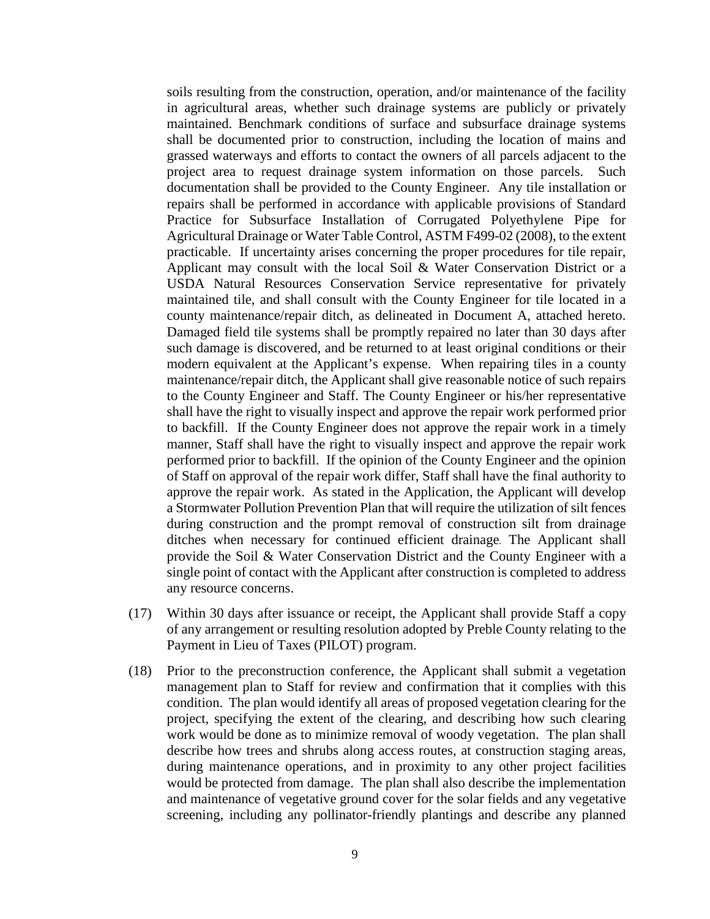soils resulting from the construction, operation, and/or maintenance of the facility in agricultural areas, whether such drainage systems are publicly or privately maintained. Benchmark conditions of surface and subsurface drainage systems shall be documented prior to construction, including the location of mains and grassed waterways and efforts to contact the owners of all parcels adjacent to the project area to request drainage system information on those parcels. Such documentation shall be provided to the County Engineer. Any tile installation or repairs shall be performed in accordance with applicable provisions of Standard Practice for Subsurface Installation of Corrugated Polyethylene Pipe for Agricultural Drainage or Water Table Control, ASTM F499-02 (2008), to the extent practicable. If uncertainty arises concerning the proper procedures for tile repair, Applicant may consult with the local Soil & Water Conservation District or a USDA Natural Resources Conservation Service representative for privately maintained tile, and shall consult with the County Engineer for tile located in a county maintenance/repair ditch, as delineated in Document A, attached hereto. Damaged field tile systems shall be promptly repaired no later than 30 days after such damage is discovered, and be returned to at least original conditions or their modern equivalent at the Applicant's expense. When repairing tiles in a county maintenance/repair ditch, the Applicant shall give reasonable notice of such repairs to the County Engineer and Staff. The County Engineer or his/her representative shall have the right to visually inspect and approve the repair work performed prior to backfill. If the County Engineer does not approve the repair work in a timely manner, Staff shall have the right to visually inspect and approve the repair work performed prior to backfill. If the opinion of the County Engineer and the opinion of Staff on approval of the repair work differ, Staff shall have the final authority to approve the repair work. As stated in the Application, the Applicant will develop a Stormwater Pollution Prevention Plan that will require the utilization of silt fences during construction and the prompt removal of construction silt from drainage ditches when necessary for continued efficient drainage. The Applicant shall provide the Soil & Water Conservation District and the County Engineer with a single point of contact with the Applicant after construction is completed to address any resource concerns.

(17) Within 30 days after issuance or receipt, the Applicant shall provide Staff a copy of any arrangement or resulting resolution adopted by Preble County relating to the Payment in Lieu of Taxes (PILOT) program.

(18) Prior to the preconstruction conference, the Applicant shall submit a vegetation management plan to Staff for review and confirmation that it complies with this condition. The plan would identify all areas of proposed vegetation clearing for the project, specifying the extent of the clearing, and describing how such clearing work would be done as to minimize removal of woody vegetation. The plan shall describe how trees and shrubs along access routes, at construction staging areas, during maintenance operations, and in proximity to any other project facilities would be protected from damage. The plan shall also describe the implementation and maintenance of vegetative ground cover for the solar fields and any vegetative screening, including any pollinator-friendly plantings and describe any planned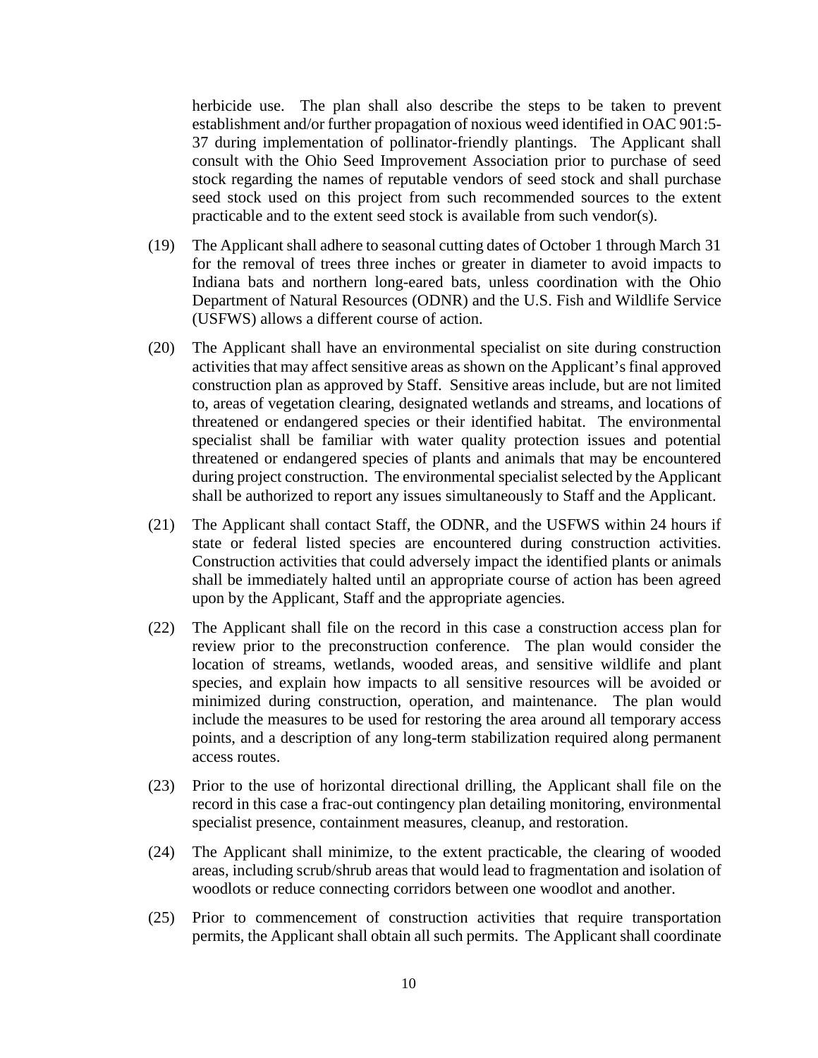herbicide use. The plan shall also describe the steps to be taken to prevent establishment and/or further propagation of noxious weed identified in OAC 901:5-37 during implementation of pollinator-friendly plantings. The Applicant shall consult with the Ohio Seed Improvement Association prior to purchase of seed stock regarding the names of reputable vendors of seed stock and shall purchase seed stock used on this project from such recommended sources to the extent practicable and to the extent seed stock is available from such vendor(s).

(19) The Applicant shall adhere to seasonal cutting dates of October 1 through March 31 for the removal of trees three inches or greater in diameter to avoid impacts to Indiana bats and northern long-eared bats, unless coordination with the Ohio Department of Natural Resources (ODNR) and the U.S. Fish and Wildlife Service (USFWS) allows a different course of action.

(20) The Applicant shall have an environmental specialist on site during construction activities that may affect sensitive areas as shown on the Applicant's final approved construction plan as approved by Staff. Sensitive areas include, but are not limited to, areas of vegetation clearing, designated wetlands and streams, and locations of threatened or endangered species or their identified habitat. The environmental specialist shall be familiar with water quality protection issues and potential threatened or endangered species of plants and animals that may be encountered during project construction. The environmental specialist selected by the Applicant shall be authorized to report any issues simultaneously to Staff and the Applicant.

(21) The Applicant shall contact Staff, the ODNR, and the USFWS within 24 hours if state or federal listed species are encountered during construction activities. Construction activities that could adversely impact the identified plants or animals shall be immediately halted until an appropriate course of action has been agreed upon by the Applicant, Staff and the appropriate agencies.

(22) The Applicant shall file on the record in this case a construction access plan for review prior to the preconstruction conference. The plan would consider the location of streams, wetlands, wooded areas, and sensitive wildlife and plant species, and explain how impacts to all sensitive resources will be avoided or minimized during construction, operation, and maintenance. The plan would include the measures to be used for restoring the area around all temporary access points, and a description of any long-term stabilization required along permanent access routes.

(23) Prior to the use of horizontal directional drilling, the Applicant shall file on the record in this case a frac-out contingency plan detailing monitoring, environmental specialist presence, containment measures, cleanup, and restoration.

(24) The Applicant shall minimize, to the extent practicable, the clearing of wooded areas, including scrub/shrub areas that would lead to fragmentation and isolation of woodlots or reduce connecting corridors between one woodlot and another.

(25) Prior to commencement of construction activities that require transportation permits, the Applicant shall obtain all such permits. The Applicant shall coordinate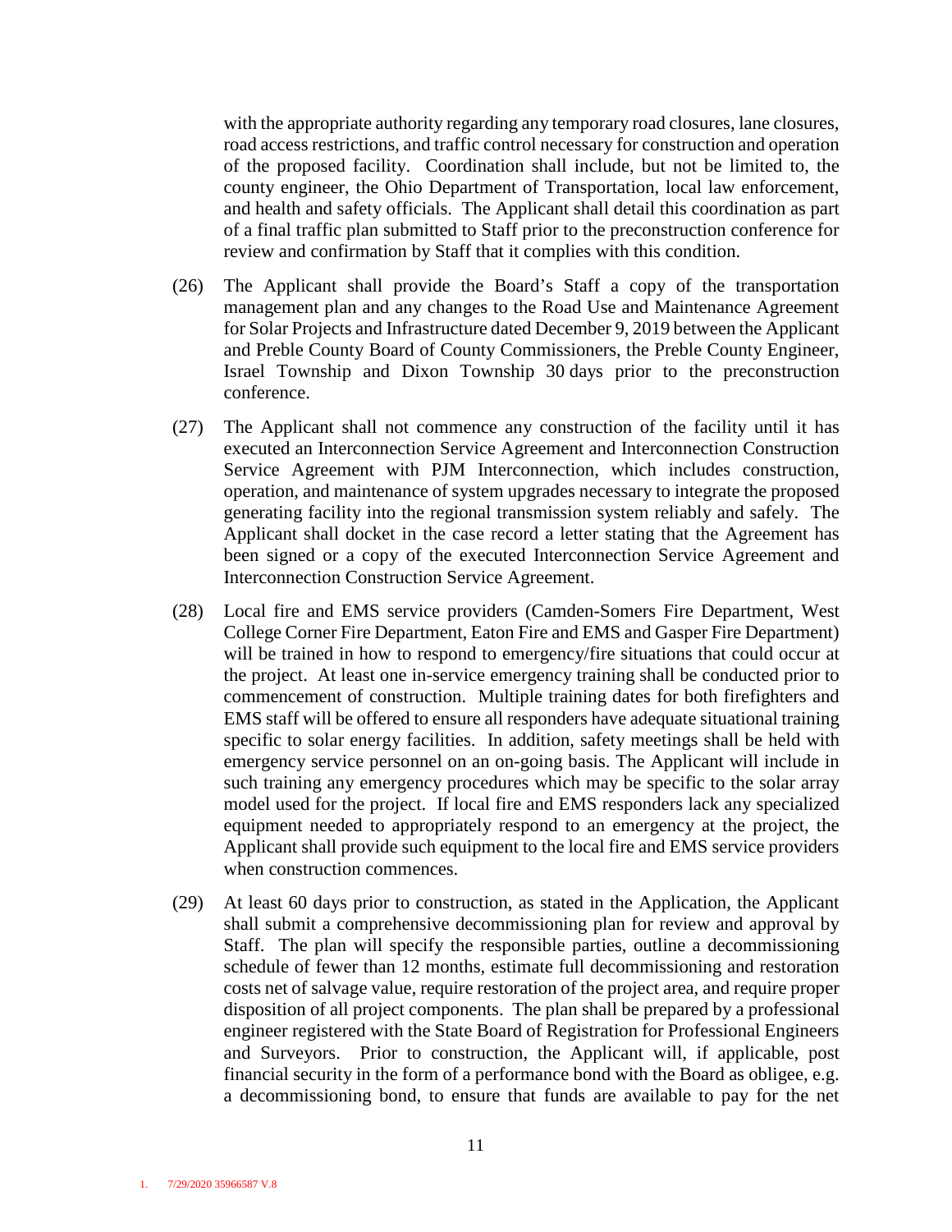with the appropriate authority regarding any temporary road closures, lane closures, road access restrictions, and traffic control necessary for construction and operation of the proposed facility. Coordination shall include, but not be limited to, the county engineer, the Ohio Department of Transportation, local law enforcement, and health and safety officials. The Applicant shall detail this coordination as part of a final traffic plan submitted to Staff prior to the preconstruction conference for review and confirmation by Staff that it complies with this condition.

(26) The Applicant shall provide the Board's Staff a copy of the transportation management plan and any changes to the Road Use and Maintenance Agreement for Solar Projects and Infrastructure dated December 9, 2019 between the Applicant and Preble County Board of County Commissioners, the Preble County Engineer, Israel Township and Dixon Township 30 days prior to the preconstruction conference.

(27) The Applicant shall not commence any construction of the facility until it has executed an Interconnection Service Agreement and Interconnection Construction Service Agreement with PJM Interconnection, which includes construction, operation, and maintenance of system upgrades necessary to integrate the proposed generating facility into the regional transmission system reliably and safely. The Applicant shall docket in the case record a letter stating that the Agreement has been signed or a copy of the executed Interconnection Service Agreement and Interconnection Construction Service Agreement.

(28) Local fire and EMS service providers (Camden-Somers Fire Department, West College Corner Fire Department, Eaton Fire and EMS and Gasper Fire Department) will be trained in how to respond to emergency/fire situations that could occur at the project. At least one in-service emergency training shall be conducted prior to commencement of construction. Multiple training dates for both firefighters and EMS staff will be offered to ensure all responders have adequate situational training specific to solar energy facilities. In addition, safety meetings shall be held with emergency service personnel on an on-going basis. The Applicant will include in such training any emergency procedures which may be specific to the solar array model used for the project. If local fire and EMS responders lack any specialized equipment needed to appropriately respond to an emergency at the project, the Applicant shall provide such equipment to the local fire and EMS service providers when construction commences.

(29) At least 60 days prior to construction, as stated in the Application, the Applicant shall submit a comprehensive decommissioning plan for review and approval by Staff. The plan will specify the responsible parties, outline a decommissioning schedule of fewer than 12 months, estimate full decommissioning and restoration costs net of salvage value, require restoration of the project area, and require proper disposition of all project components. The plan shall be prepared by a professional engineer registered with the State Board of Registration for Professional Engineers and Surveyors. Prior to construction, the Applicant will, if applicable, post financial security in the form of a performance bond with the Board as obligee, e.g. a decommissioning bond, to ensure that funds are available to pay for the net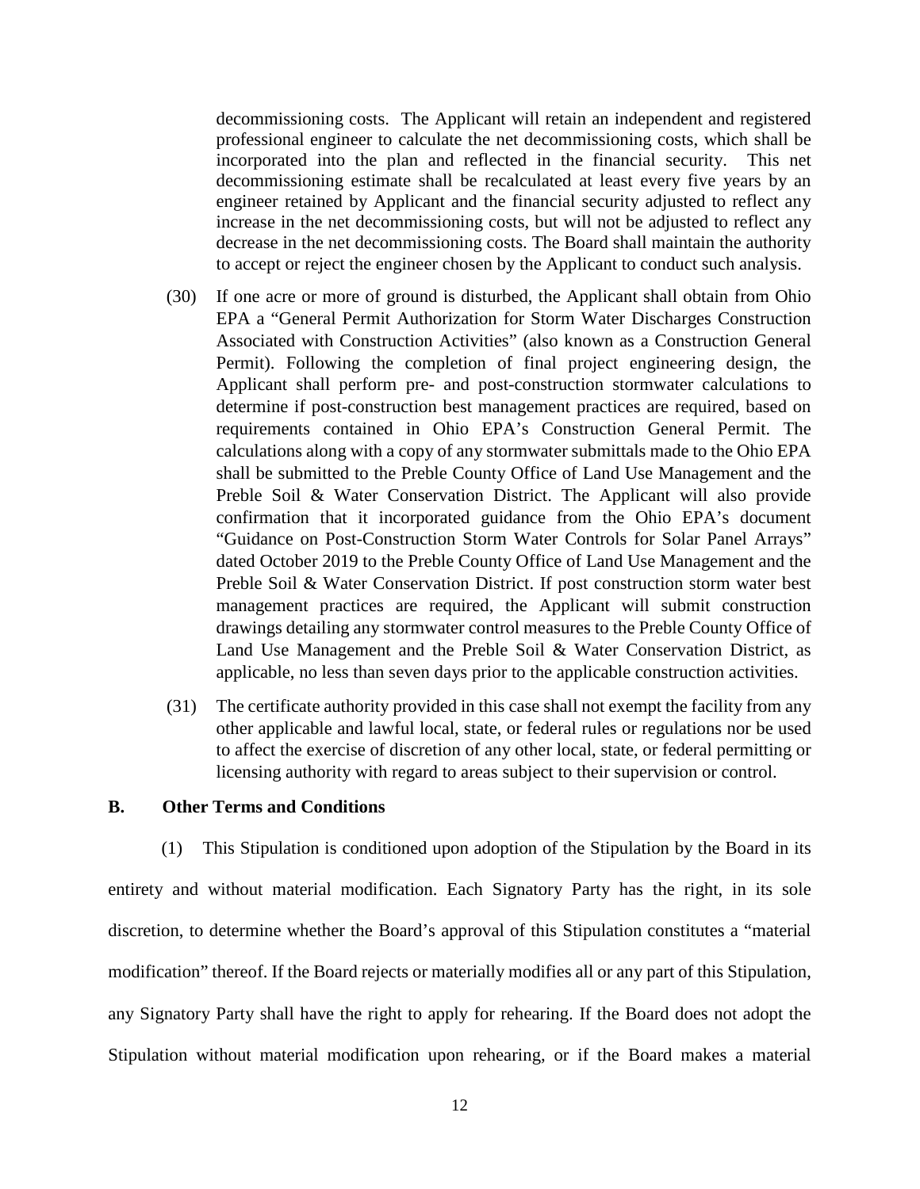decommissioning costs. The Applicant will retain an independent and registered professional engineer to calculate the net decommissioning costs, which shall be incorporated into the plan and reflected in the financial security. This net decommissioning estimate shall be recalculated at least every five years by an engineer retained by Applicant and the financial security adjusted to reflect any increase in the net decommissioning costs, but will not be adjusted to reflect any decrease in the net decommissioning costs. The Board shall maintain the authority to accept or reject the engineer chosen by the Applicant to conduct such analysis.

(30) If one acre or more of ground is disturbed, the Applicant shall obtain from Ohio EPA a "General Permit Authorization for Storm Water Discharges Construction Associated with Construction Activities" (also known as a Construction General Permit). Following the completion of final project engineering design, the Applicant shall perform pre- and post-construction stormwater calculations to determine if post-construction best management practices are required, based on requirements contained in Ohio EPA's Construction General Permit. The calculations along with a copy of any stormwater submittals made to the Ohio EPA shall be submitted to the Preble County Office of Land Use Management and the Preble Soil & Water Conservation District. The Applicant will also provide confirmation that it incorporated guidance from the Ohio EPA's document "Guidance on Post-Construction Storm Water Controls for Solar Panel Arrays" dated October 2019 to the Preble County Office of Land Use Management and the Preble Soil & Water Conservation District. If post construction storm water best management practices are required, the Applicant will submit construction drawings detailing any stormwater control measures to the Preble County Office of Land Use Management and the Preble Soil & Water Conservation District, as applicable, no less than seven days prior to the applicable construction activities.

(31) The certificate authority provided in this case shall not exempt the facility from any other applicable and lawful local, state, or federal rules or regulations nor be used to affect the exercise of discretion of any other local, state, or federal permitting or licensing authority with regard to areas subject to their supervision or control.

## B. Other Terms and Conditions

(1) This Stipulation is conditioned upon adoption of the Stipulation by the Board in its entirety and without material modification. Each Signatory Party has the right, in its sole discretion, to determine whether the Board's approval of this Stipulation constitutes a "material modification" thereof. If the Board rejects or materially modifies all or any part of this Stipulation, any Signatory Party shall have the right to apply for rehearing. If the Board does not adopt the Stipulation without material modification upon rehearing, or if the Board makes a material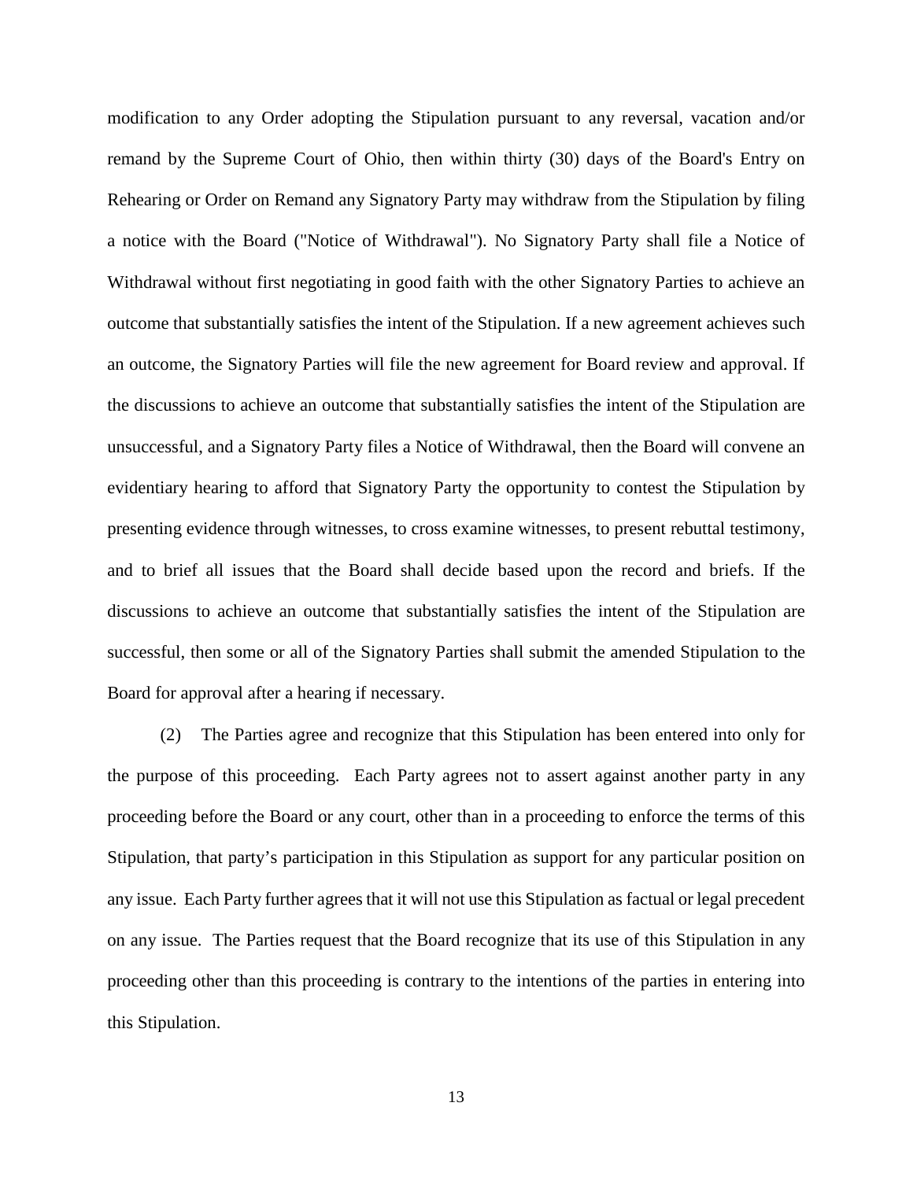modification to any Order adopting the Stipulation pursuant to any reversal, vacation and/or remand by the Supreme Court of Ohio, then within thirty (30) days of the Board's Entry on Rehearing or Order on Remand any Signatory Party may withdraw from the Stipulation by filing a notice with the Board ("Notice of Withdrawal"). No Signatory Party shall file a Notice of Withdrawal without first negotiating in good faith with the other Signatory Parties to achieve an outcome that substantially satisfies the intent of the Stipulation. If a new agreement achieves such an outcome, the Signatory Parties will file the new agreement for Board review and approval. If the discussions to achieve an outcome that substantially satisfies the intent of the Stipulation are unsuccessful, and a Signatory Party files a Notice of Withdrawal, then the Board will convene an evidentiary hearing to afford that Signatory Party the opportunity to contest the Stipulation by presenting evidence through witnesses, to cross examine witnesses, to present rebuttal testimony, and to brief all issues that the Board shall decide based upon the record and briefs. If the discussions to achieve an outcome that substantially satisfies the intent of the Stipulation are successful, then some or all of the Signatory Parties shall submit the amended Stipulation to the Board for approval after a hearing if necessary.

(2) The Parties agree and recognize that this Stipulation has been entered into only for the purpose of this proceeding. Each Party agrees not to assert against another party in any proceeding before the Board or any court, other than in a proceeding to enforce the terms of this Stipulation, that party's participation in this Stipulation as support for any particular position on any issue. Each Party further agrees that it will not use this Stipulation as factual or legal precedent on any issue. The Parties request that the Board recognize that its use of this Stipulation in any proceeding other than this proceeding is contrary to the intentions of the parties in entering into this Stipulation.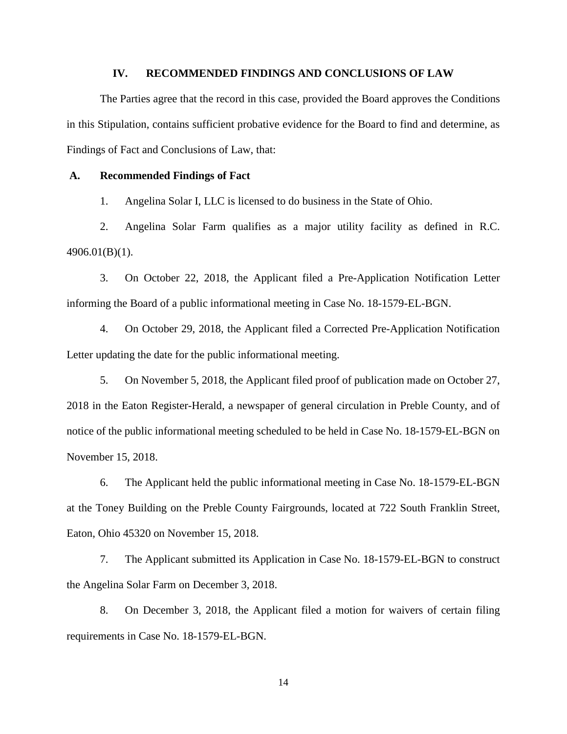## IV. RECOMMENDED FINDINGS AND CONCLUSIONS OF LAW

The Parties agree that the record in this case, provided the Board approves the Conditions in this Stipulation, contains sufficient probative evidence for the Board to find and determine, as Findings of Fact and Conclusions of Law, that:

### A. Recommended Findings of Fact

1. Angelina Solar I, LLC is licensed to do business in the State of Ohio.

2. Angelina Solar Farm qualifies as a major utility facility as defined in R.C. 4906.01(B)(1).

3. On October 22, 2018, the Applicant filed a Pre-Application Notification Letter informing the Board of a public informational meeting in Case No. 18-1579-EL-BGN.

4. On October 29, 2018, the Applicant filed a Corrected Pre-Application Notification Letter updating the date for the public informational meeting.

5. On November 5, 2018, the Applicant filed proof of publication made on October 27, 2018 in the Eaton Register-Herald, a newspaper of general circulation in Preble County, and of notice of the public informational meeting scheduled to be held in Case No. 18-1579-EL-BGN on November 15, 2018.

6. The Applicant held the public informational meeting in Case No. 18-1579-EL-BGN at the Toney Building on the Preble County Fairgrounds, located at 722 South Franklin Street, Eaton, Ohio 45320 on November 15, 2018.

7. The Applicant submitted its Application in Case No. 18-1579-EL-BGN to construct the Angelina Solar Farm on December 3, 2018.

8. On December 3, 2018, the Applicant filed a motion for waivers of certain filing requirements in Case No. 18-1579-EL-BGN.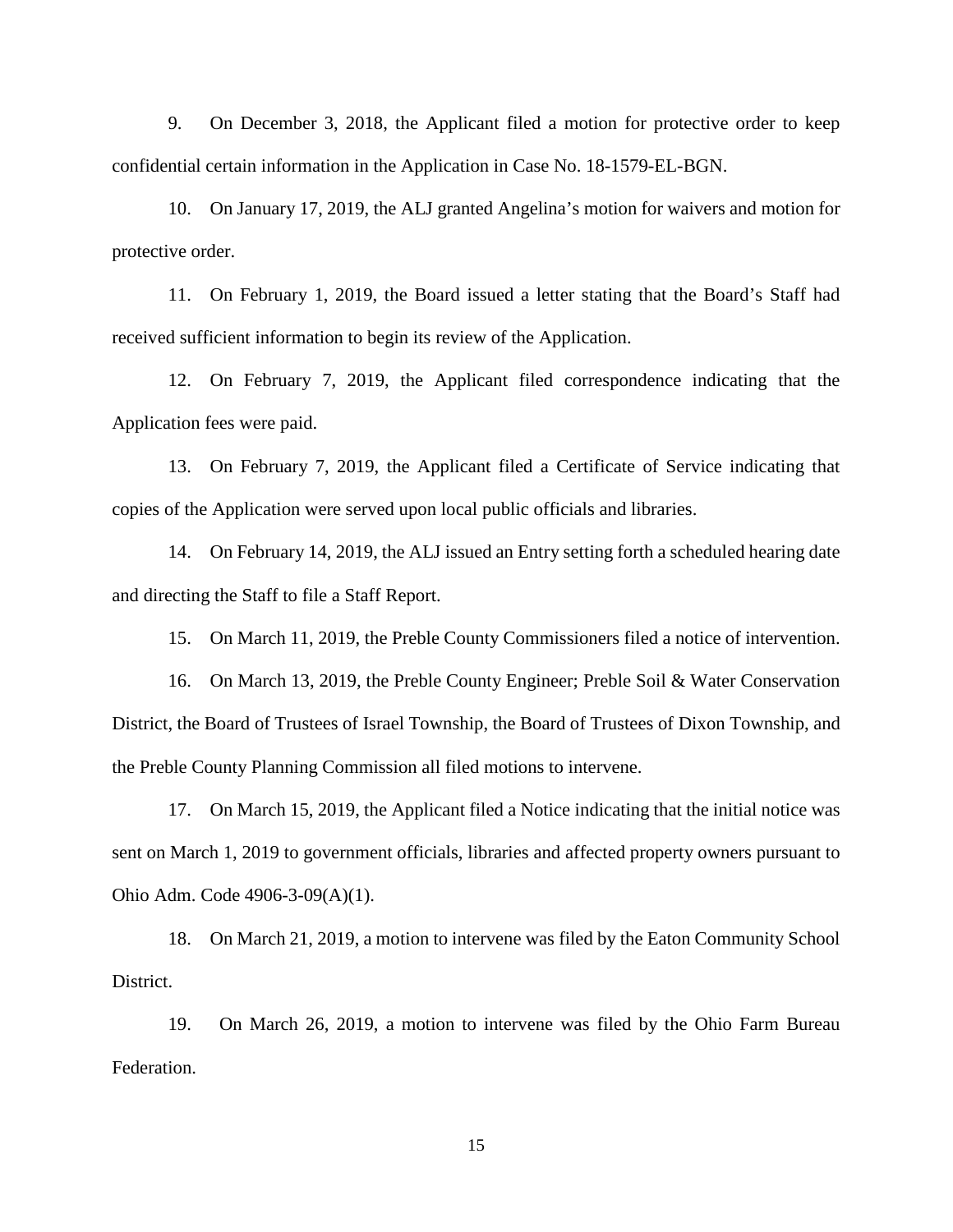9. On December 3, 2018, the Applicant filed a motion for protective order to keep confidential certain information in the Application in Case No. 18-1579-EL-BGN.

10. On January 17, 2019, the ALJ granted Angelina's motion for waivers and motion for protective order.

11. On February 1, 2019, the Board issued a letter stating that the Board's Staff had received sufficient information to begin its review of the Application.

12. On February 7, 2019, the Applicant filed correspondence indicating that the Application fees were paid.

13. On February 7, 2019, the Applicant filed a Certificate of Service indicating that copies of the Application were served upon local public officials and libraries.

14. On February 14, 2019, the ALJ issued an Entry setting forth a scheduled hearing date and directing the Staff to file a Staff Report.

15. On March 11, 2019, the Preble County Commissioners filed a notice of intervention.

16. On March 13, 2019, the Preble County Engineer; Preble Soil & Water Conservation District, the Board of Trustees of Israel Township, the Board of Trustees of Dixon Township, and the Preble County Planning Commission all filed motions to intervene.

17. On March 15, 2019, the Applicant filed a Notice indicating that the initial notice was sent on March 1, 2019 to government officials, libraries and affected property owners pursuant to Ohio Adm. Code 4906-3-09(A)(1).

18. On March 21, 2019, a motion to intervene was filed by the Eaton Community School District.

19. On March 26, 2019, a motion to intervene was filed by the Ohio Farm Bureau Federation.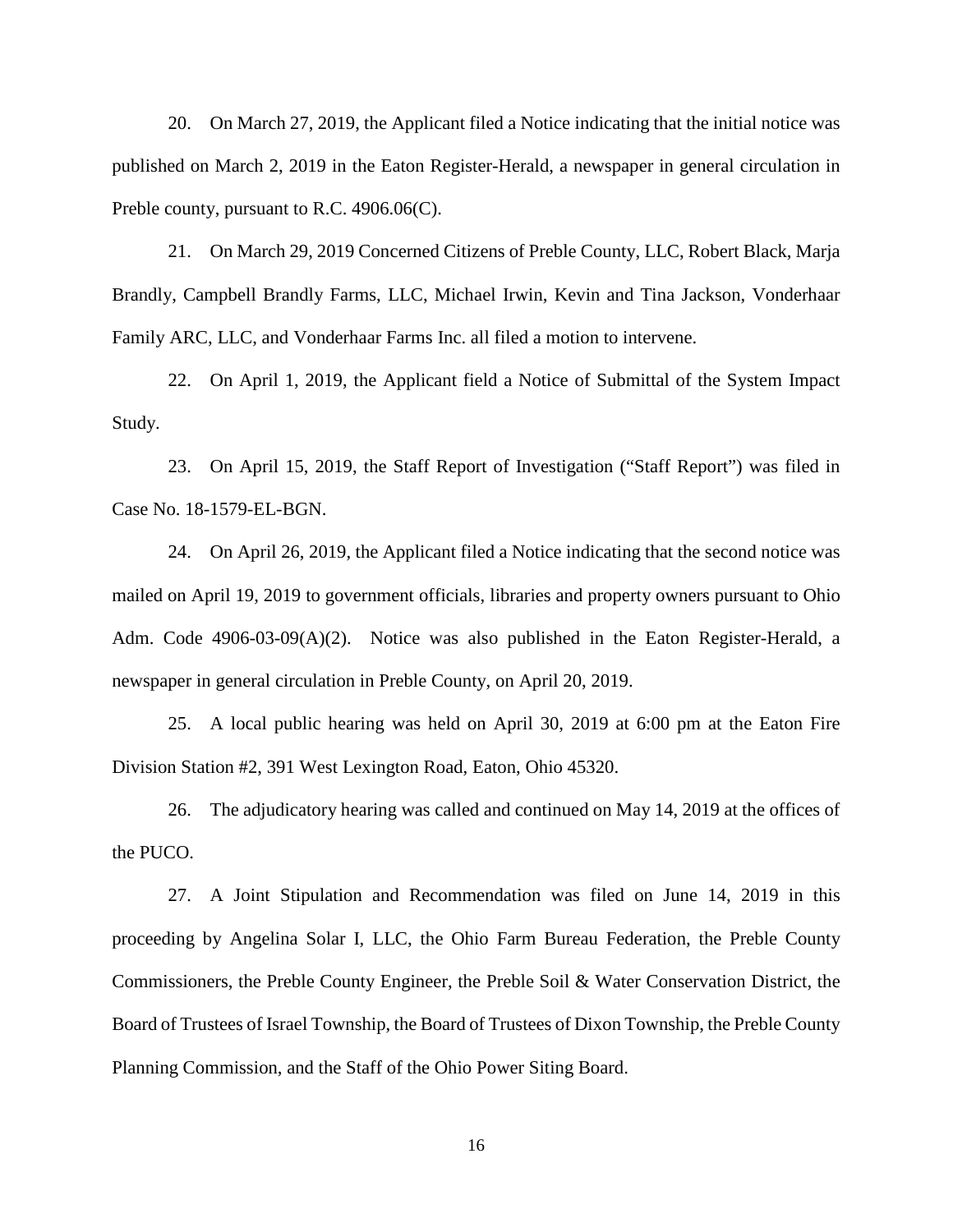20. On March 27, 2019, the Applicant filed a Notice indicating that the initial notice was published on March 2, 2019 in the Eaton Register-Herald, a newspaper in general circulation in Preble county, pursuant to R.C. 4906.06(C).

21. On March 29, 2019 Concerned Citizens of Preble County, LLC, Robert Black, Marja Brandly, Campbell Brandly Farms, LLC, Michael Irwin, Kevin and Tina Jackson, Vonderhaar Family ARC, LLC, and Vonderhaar Farms Inc. all filed a motion to intervene.

22. On April 1, 2019, the Applicant field a Notice of Submittal of the System Impact Study.

23. On April 15, 2019, the Staff Report of Investigation ("Staff Report") was filed in Case No. 18-1579-EL-BGN.

24. On April 26, 2019, the Applicant filed a Notice indicating that the second notice was mailed on April 19, 2019 to government officials, libraries and property owners pursuant to Ohio Adm. Code 4906-03-09(A)(2). Notice was also published in the Eaton Register-Herald, a newspaper in general circulation in Preble County, on April 20, 2019.

25. A local public hearing was held on April 30, 2019 at 6:00 pm at the Eaton Fire Division Station #2, 391 West Lexington Road, Eaton, Ohio 45320.

26. The adjudicatory hearing was called and continued on May 14, 2019 at the offices of the PUCO.

27. A Joint Stipulation and Recommendation was filed on June 14, 2019 in this proceeding by Angelina Solar I, LLC, the Ohio Farm Bureau Federation, the Preble County Commissioners, the Preble County Engineer, the Preble Soil & Water Conservation District, the Board of Trustees of Israel Township, the Board of Trustees of Dixon Township, the Preble County Planning Commission, and the Staff of the Ohio Power Siting Board.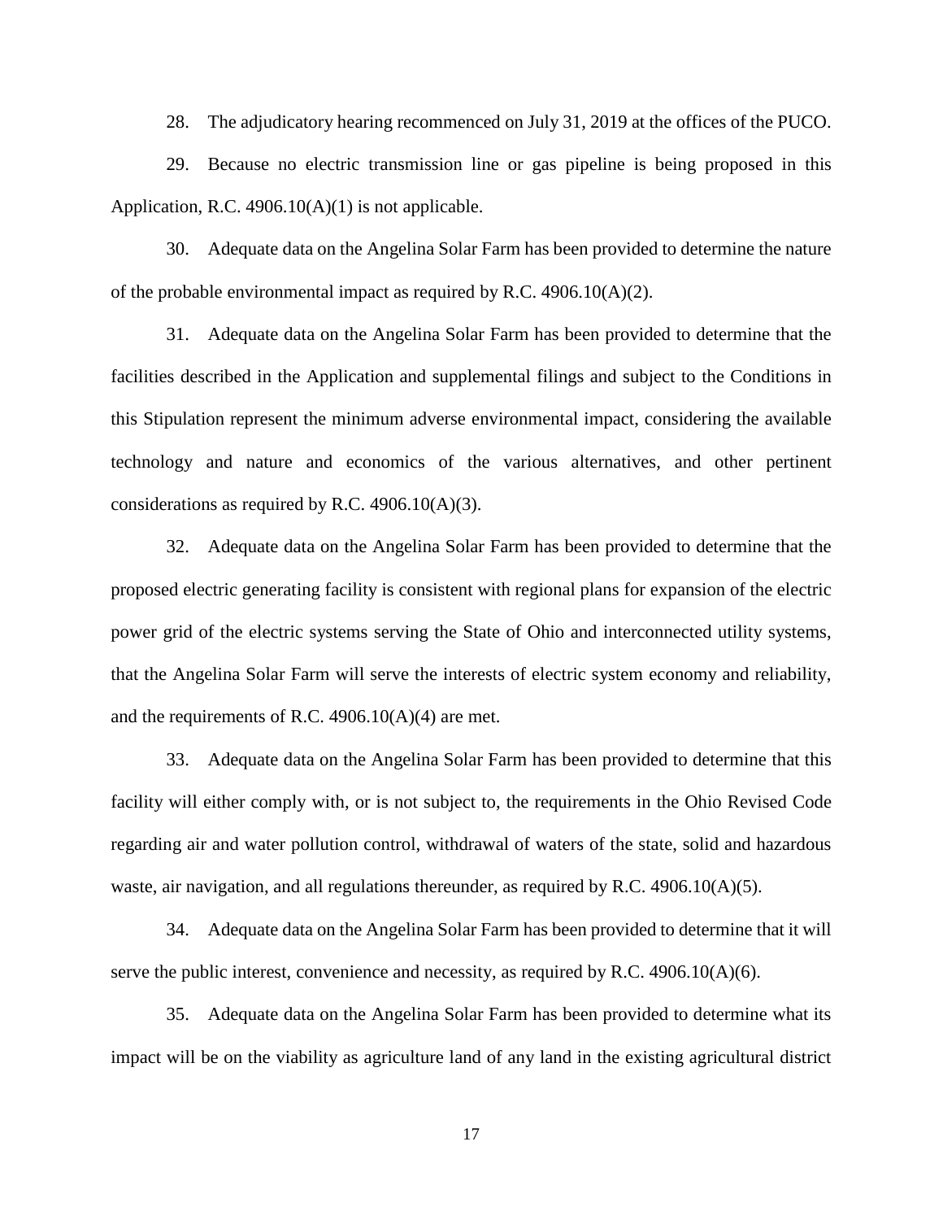28. The adjudicatory hearing recommenced on July 31, 2019 at the offices of the PUCO.

29. Because no electric transmission line or gas pipeline is being proposed in this Application, R.C. 4906.10(A)(1) is not applicable.

30. Adequate data on the Angelina Solar Farm has been provided to determine the nature of the probable environmental impact as required by R.C. 4906.10(A)(2).

31. Adequate data on the Angelina Solar Farm has been provided to determine that the facilities described in the Application and supplemental filings and subject to the Conditions in this Stipulation represent the minimum adverse environmental impact, considering the available technology and nature and economics of the various alternatives, and other pertinent considerations as required by R.C. 4906.10(A)(3).

32. Adequate data on the Angelina Solar Farm has been provided to determine that the proposed electric generating facility is consistent with regional plans for expansion of the electric power grid of the electric systems serving the State of Ohio and interconnected utility systems, that the Angelina Solar Farm will serve the interests of electric system economy and reliability, and the requirements of R.C. 4906.10(A)(4) are met.

33. Adequate data on the Angelina Solar Farm has been provided to determine that this facility will either comply with, or is not subject to, the requirements in the Ohio Revised Code regarding air and water pollution control, withdrawal of waters of the state, solid and hazardous waste, air navigation, and all regulations thereunder, as required by R.C. 4906.10(A)(5).

34. Adequate data on the Angelina Solar Farm has been provided to determine that it will serve the public interest, convenience and necessity, as required by R.C. 4906.10(A)(6).

35. Adequate data on the Angelina Solar Farm has been provided to determine what its impact will be on the viability as agriculture land of any land in the existing agricultural district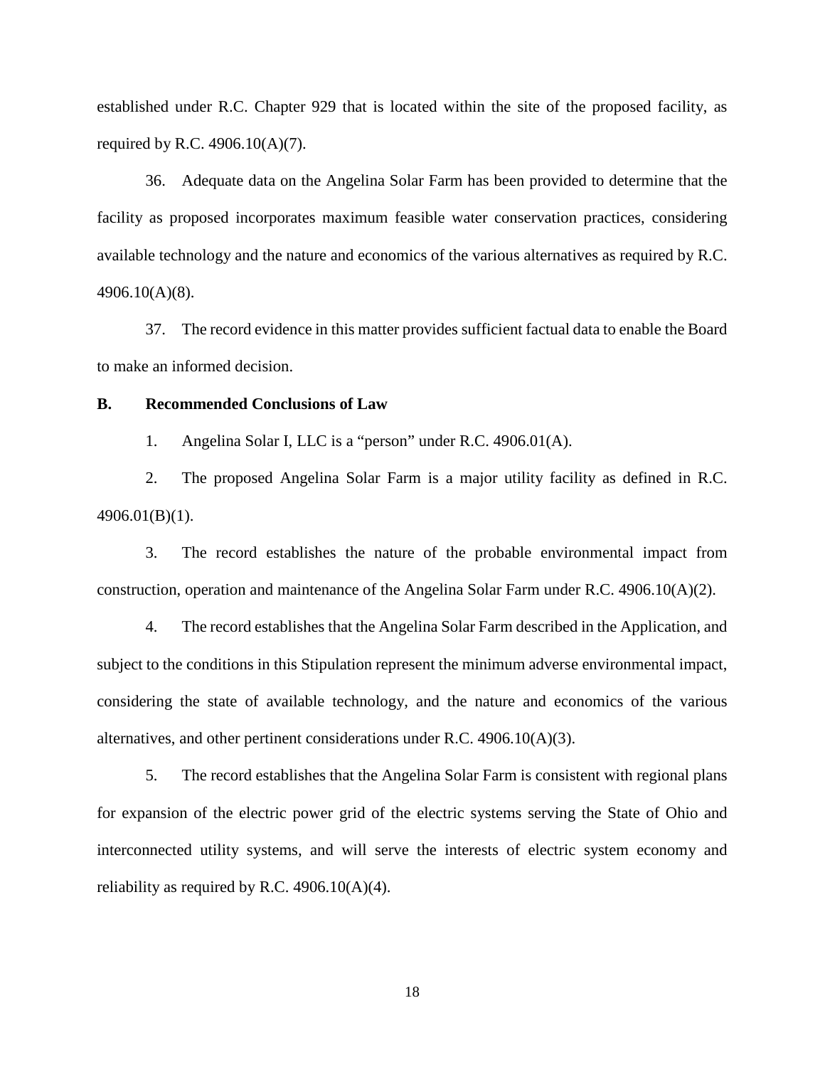established under R.C. Chapter 929 that is located within the site of the proposed facility, as required by R.C. 4906.10(A)(7).

36. Adequate data on the Angelina Solar Farm has been provided to determine that the facility as proposed incorporates maximum feasible water conservation practices, considering available technology and the nature and economics of the various alternatives as required by R.C. 4906.10(A)(8).

37. The record evidence in this matter provides sufficient factual data to enable the Board to make an informed decision.

**B. Recommended Conclusions of Law**

1. Angelina Solar I, LLC is a "person" under R.C. 4906.01(A).

2. The proposed Angelina Solar Farm is a major utility facility as defined in R.C. 4906.01(B)(1).

3. The record establishes the nature of the probable environmental impact from construction, operation and maintenance of the Angelina Solar Farm under R.C. 4906.10(A)(2).

4. The record establishes that the Angelina Solar Farm described in the Application, and subject to the conditions in this Stipulation represent the minimum adverse environmental impact, considering the state of available technology, and the nature and economics of the various alternatives, and other pertinent considerations under R.C. 4906.10(A)(3).

5. The record establishes that the Angelina Solar Farm is consistent with regional plans for expansion of the electric power grid of the electric systems serving the State of Ohio and interconnected utility systems, and will serve the interests of electric system economy and reliability as required by R.C. 4906.10(A)(4).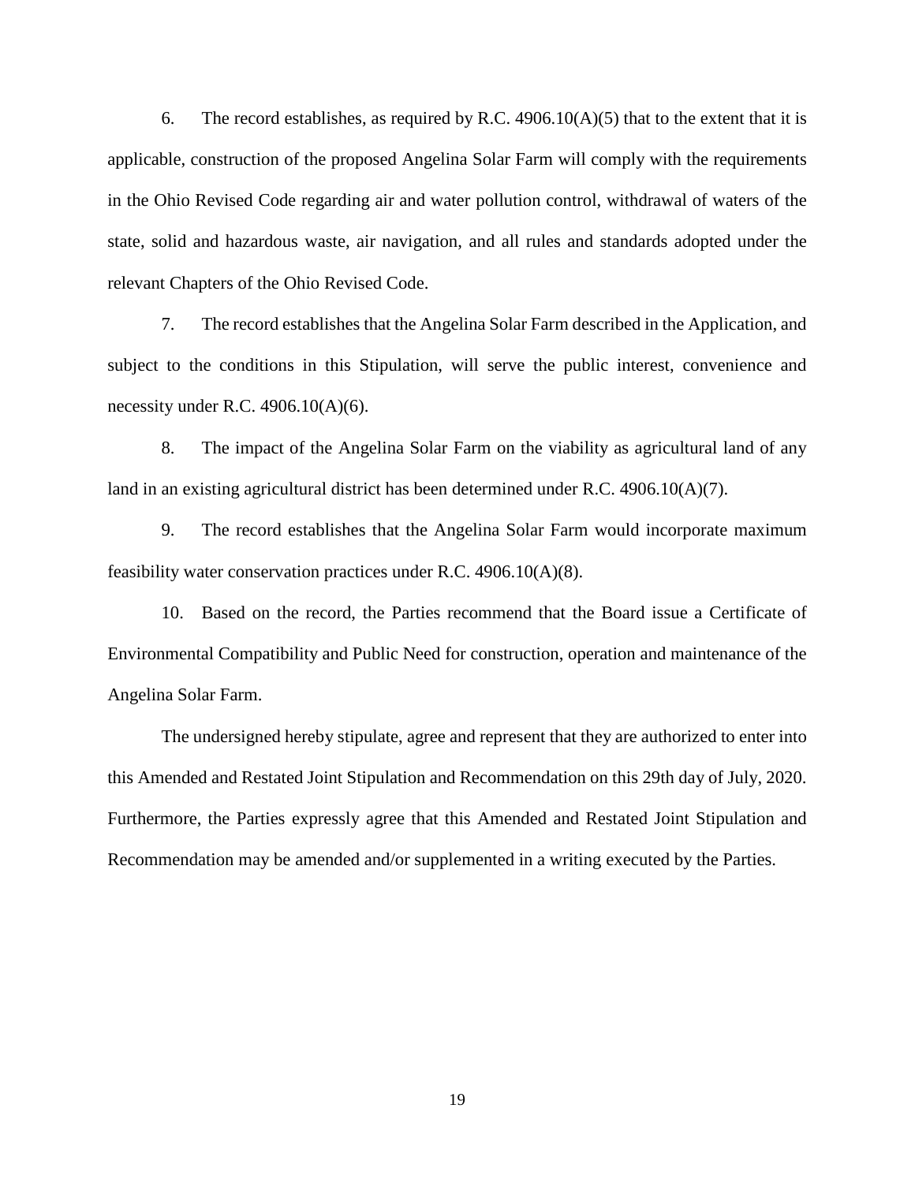6. The record establishes, as required by R.C. 4906.10(A)(5) that to the extent that it is applicable, construction of the proposed Angelina Solar Farm will comply with the requirements in the Ohio Revised Code regarding air and water pollution control, withdrawal of waters of the state, solid and hazardous waste, air navigation, and all rules and standards adopted under the relevant Chapters of the Ohio Revised Code.

7. The record establishes that the Angelina Solar Farm described in the Application, and subject to the conditions in this Stipulation, will serve the public interest, convenience and necessity under R.C. 4906.10(A)(6).

8. The impact of the Angelina Solar Farm on the viability as agricultural land of any land in an existing agricultural district has been determined under R.C. 4906.10(A)(7).

9. The record establishes that the Angelina Solar Farm would incorporate maximum feasibility water conservation practices under R.C. 4906.10(A)(8).

10. Based on the record, the Parties recommend that the Board issue a Certificate of Environmental Compatibility and Public Need for construction, operation and maintenance of the Angelina Solar Farm.

The undersigned hereby stipulate, agree and represent that they are authorized to enter into this Amended and Restated Joint Stipulation and Recommendation on this 29th day of July, 2020. Furthermore, the Parties expressly agree that this Amended and Restated Joint Stipulation and Recommendation may be amended and/or supplemented in a writing executed by the Parties.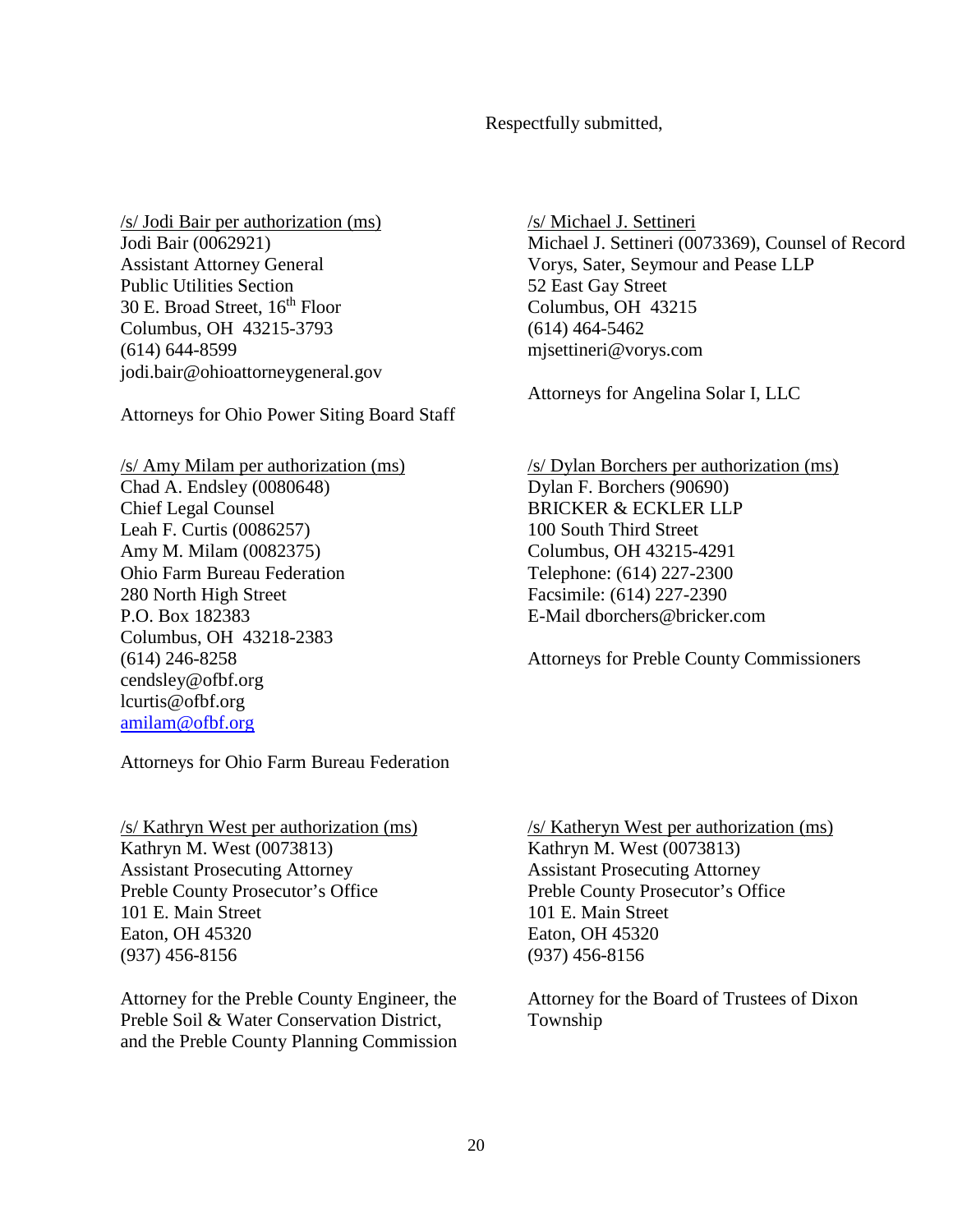Respectfully submitted,

/s/ Jodi Bair per authorization (ms)
Jodi Bair (0062921)
Assistant Attorney General
Public Utilities Section
30 E. Broad Street, 16th Floor
Columbus, OH 43215-3793
(614) 644-8599
jodi.bair@ohioattorneygeneral.gov

Attorneys for Ohio Power Siting Board Staff

/s/ Michael J. Settineri
Michael J. Settineri (0073369), Counsel of Record
Vorys, Sater, Seymour and Pease LLP
52 East Gay Street
Columbus, OH 43215
(614) 464-5462
mjsettineri@vorys.com

Attorneys for Angelina Solar I, LLC

/s/ Amy Milam per authorization (ms)
Chad A. Endsley (0080648)
Chief Legal Counsel
Leah F. Curtis (0086257)
Amy M. Milam (0082375)
Ohio Farm Bureau Federation
280 North High Street
P.O. Box 182383
Columbus, OH 43218-2383
(614) 246-8258
cendsley@ofbf.org
lcurtis@ofbf.org
amilam@ofbf.org

Attorneys for Ohio Farm Bureau Federation

/s/ Dylan Borchers per authorization (ms)
Dylan F. Borchers (90690)
BRICKER & ECKLER LLP
100 South Third Street
Columbus, OH 43215-4291
Telephone: (614) 227-2300
Facsimile: (614) 227-2390
E-Mail dborchers@bricker.com

Attorneys for Preble County Commissioners

/s/ Kathryn West per authorization (ms)
Kathryn M. West (0073813)
Assistant Prosecuting Attorney
Preble County Prosecutor's Office
101 E. Main Street
Eaton, OH 45320
(937) 456-8156

Attorney for the Preble County Engineer, the Preble Soil & Water Conservation District, and the Preble County Planning Commission

/s/ Katheryn West per authorization (ms)
Kathryn M. West (0073813)
Assistant Prosecuting Attorney
Preble County Prosecutor's Office
101 E. Main Street
Eaton, OH 45320
(937) 456-8156

Attorney for the Board of Trustees of Dixon Township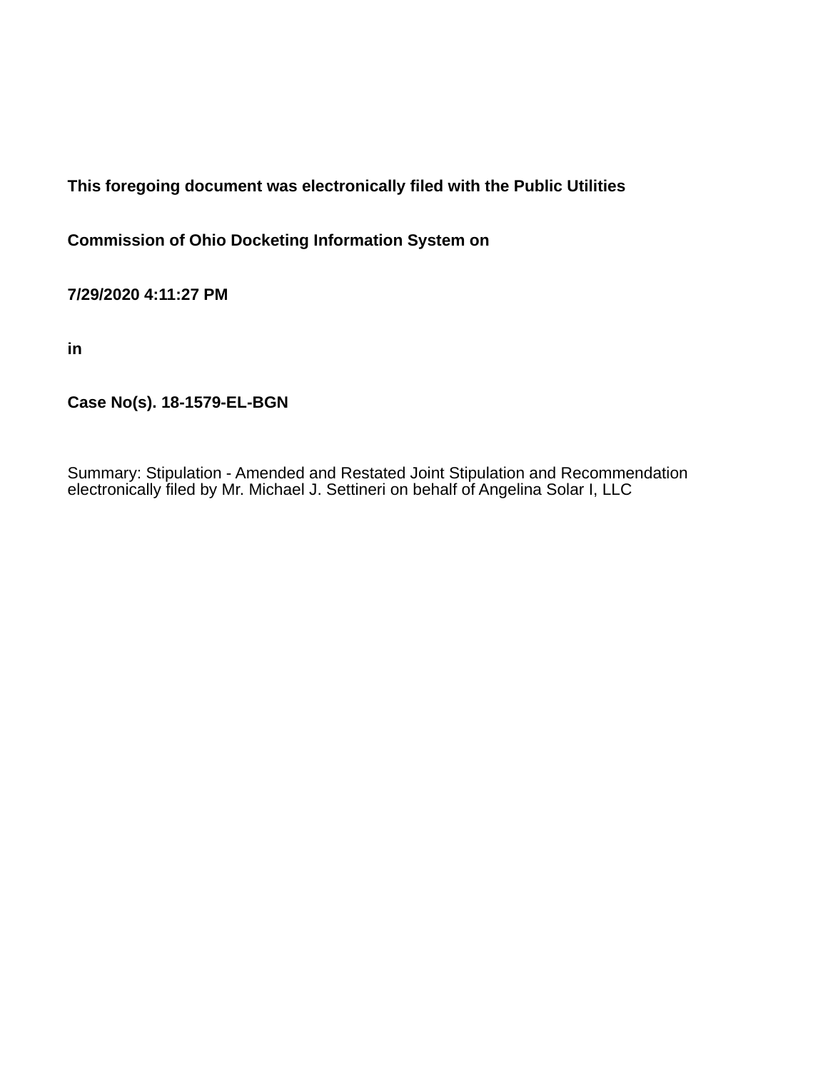**This foregoing document was electronically filed with the Public Utilities**

**Commission of Ohio Docketing Information System on**

**7/29/2020 4:11:27 PM**

**in**

**Case No(s). 18-1579-EL-BGN**

Summary: Stipulation - Amended and Restated Joint Stipulation and Recommendation electronically filed by Mr. Michael J. Settineri on behalf of Angelina Solar I, LLC